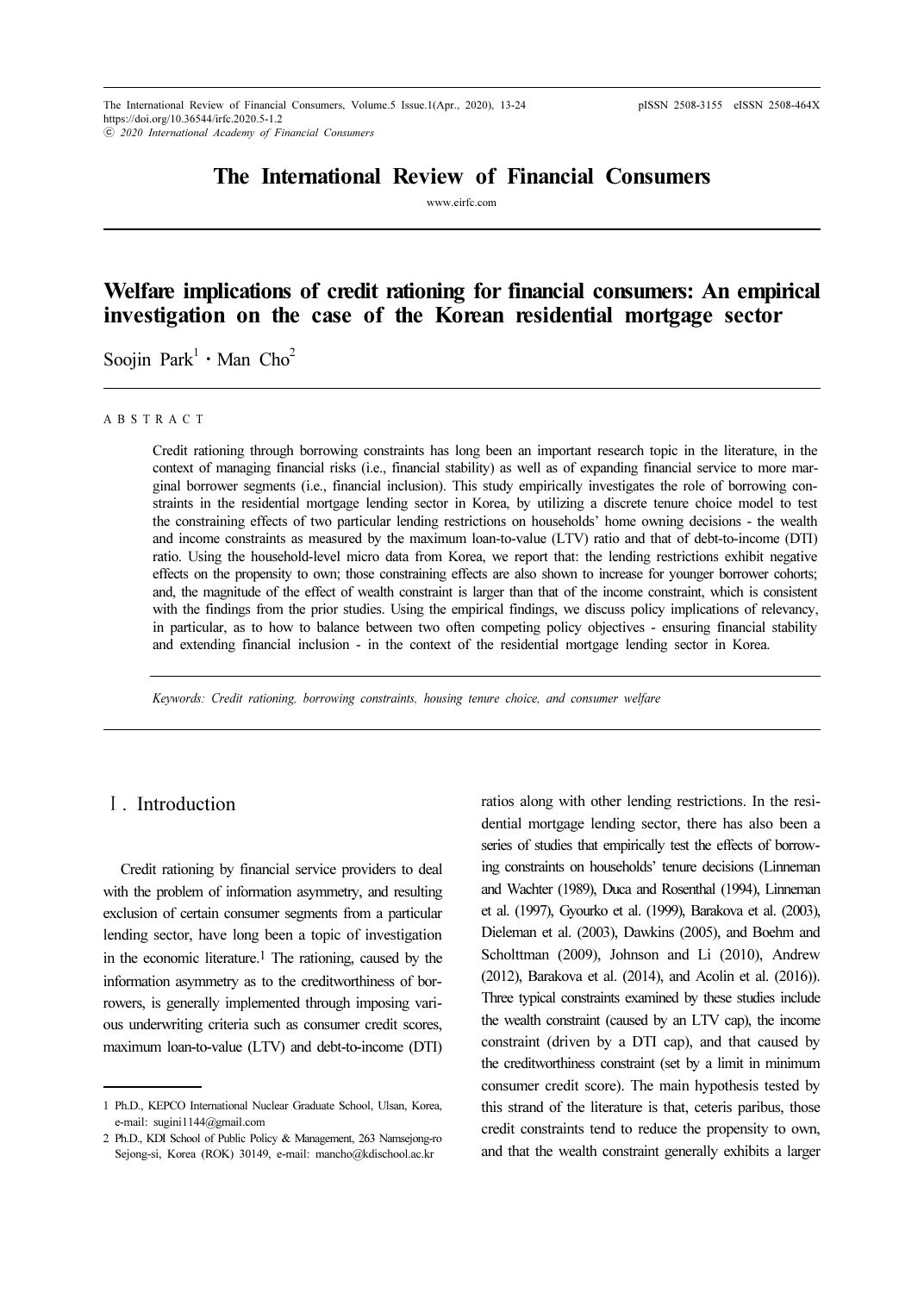# The International Review of Financial Consumers

www.eirfc.com

# Welfare implications of credit rationing for financial consumers: An empirical investigation on the case of the Korean residential mortgage sector

Soojin Park[1] · Man Cho[2]

## ABSTRACT

Credit rationing through borrowing constraints has long been an important research topic in the literature, in the context of managing financial risks (i.e., financial stability) as well as of expanding financial service to more marginal borrower segments (i.e., financial inclusion). This study empirically investigates the role of borrowing constraints in the residential mortgage lending sector in Korea, by utilizing a discrete tenure choice model to test the constraining effects of two particular lending restrictions on households' home owning decisions - the wealth and income constraints as measured by the maximum loan-to-value (LTV) ratio and that of debt-to-income (DTI) ratio. Using the household-level micro data from Korea, we report that: the lending restrictions exhibit negative effects on the propensity to own; those constraining effects are also shown to increase for younger borrower cohorts; and, the magnitude of the effect of wealth constraint is larger than that of the income constraint, which is consistent with the findings from the prior studies. Using the empirical findings, we discuss policy implications of relevancy, in particular, as to how to balance between two often competing policy objectives - ensuring financial stability and extending financial inclusion - in the context of the residential mortgage lending sector in Korea.

*Keywords: Credit rationing, borrowing constraints, housing tenure choice, and consumer welfare*

## Ⅰ. Introduction

Credit rationing by financial service providers to deal with the problem of information asymmetry, and resulting exclusion of certain consumer segments from a particular lending sector, have long been a topic of investigation in the economic literature.[1] The rationing, caused by the information asymmetry as to the creditworthiness of borrowers, is generally implemented through imposing various underwriting criteria such as consumer credit scores, maximum loan-to-value (LTV) and debt-to-income (DTI) ratios along with other lending restrictions. In the residential mortgage lending sector, there has also been a series of studies that empirically test the effects of borrowing constraints on households' tenure decisions (Linneman and Wachter (1989), Duca and Rosenthal (1994), Linneman et al. (1997), Gyourko et al. (1999), Barakova et al. (2003), Dieleman et al. (2003), Dawkins (2005), and Boehm and Scholttman (2009), Johnson and Li (2010), Andrew (2012), Barakova et al. (2014), and Acolin et al. (2016)). Three typical constraints examined by these studies include the wealth constraint (caused by an LTV cap), the income constraint (driven by a DTI cap), and that caused by the creditworthiness constraint (set by a limit in minimum consumer credit score). The main hypothesis tested by this strand of the literature is that, ceteris paribus, those credit constraints tend to reduce the propensity to own, and that the wealth constraint generally exhibits a larger

---

1 Ph.D., KEPCO International Nuclear Graduate School, Ulsan, Korea, e-mail: sugini1144@gmail.com

2 Ph.D., KDI School of Public Policy & Management, 263 Namsejong-ro Sejong-si, Korea (ROK) 30149, e-mail: mancho@kdischool.ac.kr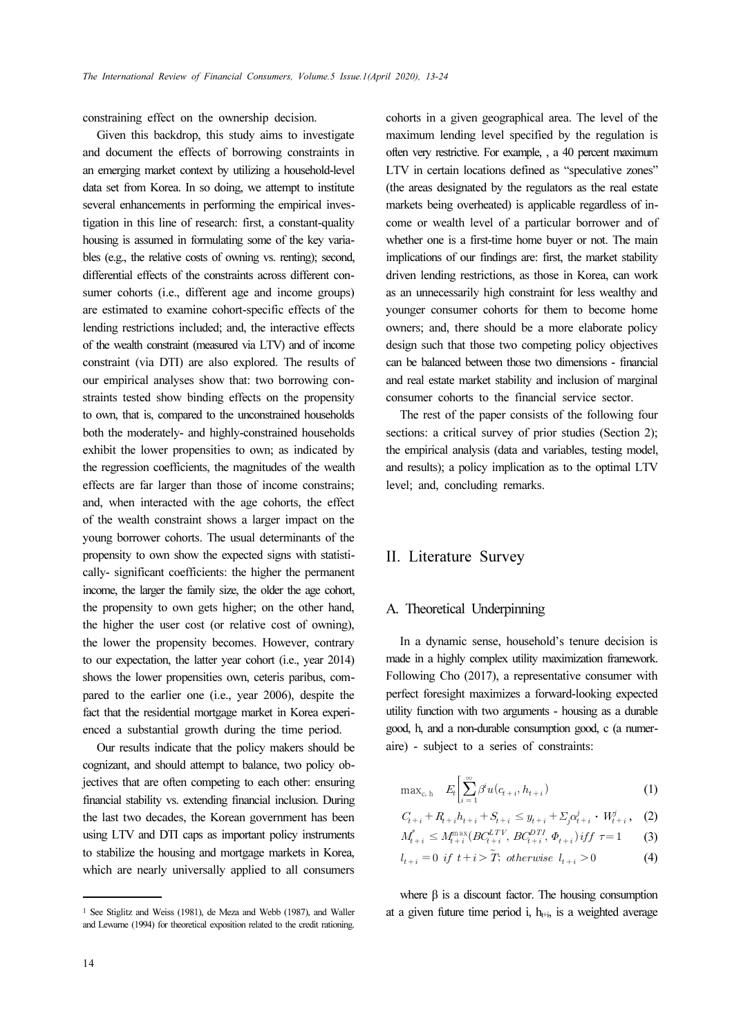constraining effect on the ownership decision.

Given this backdrop, this study aims to investigate and document the effects of borrowing constraints in an emerging market context by utilizing a household-level data set from Korea. In so doing, we attempt to institute several enhancements in performing the empirical investigation in this line of research: first, a constant-quality housing is assumed in formulating some of the key variables (e.g., the relative costs of owning vs. renting); second, differential effects of the constraints across different consumer cohorts (i.e., different age and income groups) are estimated to examine cohort-specific effects of the lending restrictions included; and, the interactive effects of the wealth constraint (measured via LTV) and of income constraint (via DTI) are also explored. The results of our empirical analyses show that: two borrowing constraints tested show binding effects on the propensity to own, that is, compared to the unconstrained households both the moderately- and highly-constrained households exhibit the lower propensities to own; as indicated by the regression coefficients, the magnitudes of the wealth effects are far larger than those of income constrains; and, when interacted with the age cohorts, the effect of the wealth constraint shows a larger impact on the young borrower cohorts. The usual determinants of the propensity to own show the expected signs with statistically- significant coefficients: the higher the permanent income, the larger the family size, the older the age cohort, the propensity to own gets higher; on the other hand, the higher the user cost (or relative cost of owning), the lower the propensity becomes. However, contrary to our expectation, the latter year cohort (i.e., year 2014) shows the lower propensities own, ceteris paribus, compared to the earlier one (i.e., year 2006), despite the fact that the residential mortgage market in Korea experienced a substantial growth during the time period.

Our results indicate that the policy makers should be cognizant, and should attempt to balance, two policy objectives that are often competing to each other: ensuring financial stability vs. extending financial inclusion. During the last two decades, the Korean government has been using LTV and DTI caps as important policy instruments to stabilize the housing and mortgage markets in Korea, which are nearly universally applied to all consumers cohorts in a given geographical area. The level of the maximum lending level specified by the regulation is often very restrictive. For example, , a 40 percent maximum LTV in certain locations defined as "speculative zones" (the areas designated by the regulators as the real estate markets being overheated) is applicable regardless of income or wealth level of a particular borrower and of whether one is a first-time home buyer or not. The main implications of our findings are: first, the market stability driven lending restrictions, as those in Korea, can work as an unnecessarily high constraint for less wealthy and younger consumer cohorts for them to become home owners; and, there should be a more elaborate policy design such that those two competing policy objectives can be balanced between those two dimensions - financial and real estate market stability and inclusion of marginal consumer cohorts to the financial service sector.

The rest of the paper consists of the following four sections: a critical survey of prior studies (Section 2); the empirical analysis (data and variables, testing model, and results); a policy implication as to the optimal LTV level; and, concluding remarks.

## II. Literature Survey

### A. Theoretical Underpinning

In a dynamic sense, household's tenure decision is made in a highly complex utility maximization framework. Following Cho (2017), a representative consumer with perfect foresight maximizes a forward-looking expected utility function with two arguments - housing as a durable good, h, and a non-durable consumption good, c (a numeraire) - subject to a series of constraints:

$$\max_{c,\,h} \quad E_t\left[\sum_{i=1}^{\infty}\beta^i u(c_{t+i}, h_{t+i})\right] \tag{1}$$

$$C_{t+i} + R_{t+i}h_{t+i} + S_{t+i} \leq y_{t+i} + \Sigma_j \alpha^j_{t+i} \cdot W^j_{t+i}, \tag{2}$$

$$M^*_{t+i} \leq M^{\max}_{t+i}(BC^{LTV}_{t+i}, BC^{DTI}_{t+i}, \Phi_{t+i})\ iff\ \tau = 1 \tag{3}$$

$$l_{t+i} = 0\ \ if\ \ t+i > \widetilde{T};\ \ otherwise\ \ l_{t+i} > 0 \tag{4}$$

where β is a discount factor. The housing consumption at a given future time period i, $h_{t+i}$ is a weighted average

---

[1] See Stiglitz and Weiss (1981), de Meza and Webb (1987), and Waller and Lewarne (1994) for theoretical exposition related to the credit rationing.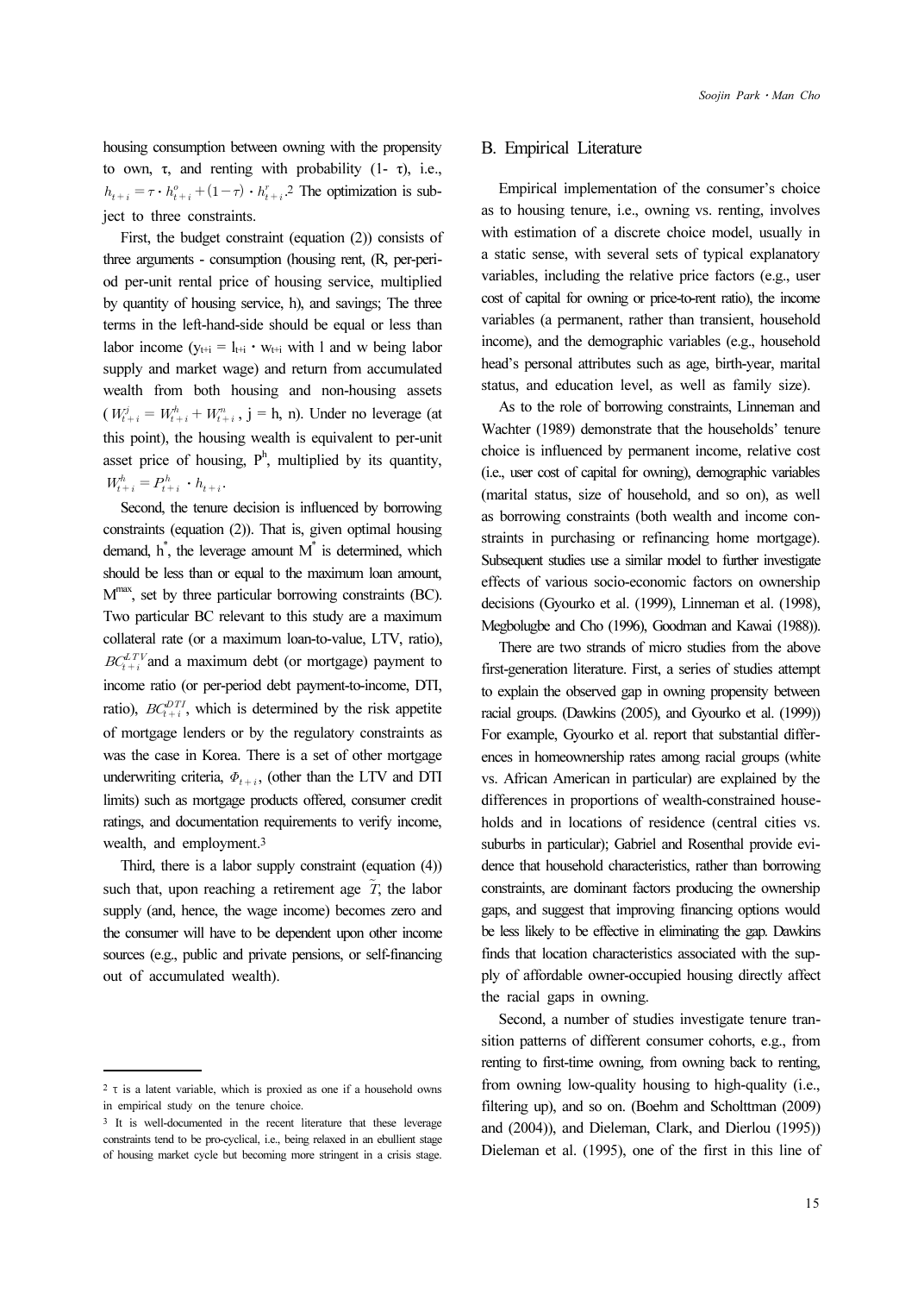housing consumption between owning with the propensity to own, τ, and renting with probability (1- τ), i.e., $h_{t+i} = \tau \cdot h^o_{t+i} + (1-\tau) \cdot h^r_{t+i}$.[2] The optimization is subject to three constraints.

First, the budget constraint (equation (2)) consists of three arguments - consumption (housing rent, (R, per-period per-unit rental price of housing service, multiplied by quantity of housing service, h), and savings; The three terms in the left-hand-side should be equal or less than labor income ($y_{t+i} = l_{t+i} \cdot w_{t+i}$ with l and w being labor supply and market wage) and return from accumulated wealth from both housing and non-housing assets ($W^j_{t+i} = W^h_{t+i} + W^n_{t+i}$, j = h, n). Under no leverage (at this point), the housing wealth is equivalent to per-unit asset price of housing, $P^h$, multiplied by its quantity, $W^h_{t+i} = P^h_{t+i} \cdot h_{t+i}$.

Second, the tenure decision is influenced by borrowing constraints (equation (2)). That is, given optimal housing demand, $h^*$, the leverage amount $M^*$ is determined, which should be less than or equal to the maximum loan amount, $M^{max}$, set by three particular borrowing constraints (BC). Two particular BC relevant to this study are a maximum collateral rate (or a maximum loan-to-value, LTV, ratio), $BC^{LTV}_{t+i}$ and a maximum debt (or mortgage) payment to income ratio (or per-period debt payment-to-income, DTI, ratio), $BC^{DTI}_{t+i}$, which is determined by the risk appetite of mortgage lenders or by the regulatory constraints as was the case in Korea. There is a set of other mortgage underwriting criteria, $\Phi_{t+i}$, (other than the LTV and DTI limits) such as mortgage products offered, consumer credit ratings, and documentation requirements to verify income, wealth, and employment.[3]

Third, there is a labor supply constraint (equation (4)) such that, upon reaching a retirement age $\tilde{T}$, the labor supply (and, hence, the wage income) becomes zero and the consumer will have to be dependent upon other income sources (e.g., public and private pensions, or self-financing out of accumulated wealth).

## B. Empirical Literature

Empirical implementation of the consumer's choice as to housing tenure, i.e., owning vs. renting, involves with estimation of a discrete choice model, usually in a static sense, with several sets of typical explanatory variables, including the relative price factors (e.g., user cost of capital for owning or price-to-rent ratio), the income variables (a permanent, rather than transient, household income), and the demographic variables (e.g., household head's personal attributes such as age, birth-year, marital status, and education level, as well as family size).

As to the role of borrowing constraints, Linneman and Wachter (1989) demonstrate that the households' tenure choice is influenced by permanent income, relative cost (i.e., user cost of capital for owning), demographic variables (marital status, size of household, and so on), as well as borrowing constraints (both wealth and income constraints in purchasing or refinancing home mortgage). Subsequent studies use a similar model to further investigate effects of various socio-economic factors on ownership decisions (Gyourko et al. (1999), Linneman et al. (1998), Megbolugbe and Cho (1996), Goodman and Kawai (1988)).

There are two strands of micro studies from the above first-generation literature. First, a series of studies attempt to explain the observed gap in owning propensity between racial groups. (Dawkins (2005), and Gyourko et al. (1999)) For example, Gyourko et al. report that substantial differences in homeownership rates among racial groups (white vs. African American in particular) are explained by the differences in proportions of wealth-constrained households and in locations of residence (central cities vs. suburbs in particular); Gabriel and Rosenthal provide evidence that household characteristics, rather than borrowing constraints, are dominant factors producing the ownership gaps, and suggest that improving financing options would be less likely to be effective in eliminating the gap. Dawkins finds that location characteristics associated with the supply of affordable owner-occupied housing directly affect the racial gaps in owning.

Second, a number of studies investigate tenure transition patterns of different consumer cohorts, e.g., from renting to first-time owning, from owning back to renting, from owning low-quality housing to high-quality (i.e., filtering up), and so on. (Boehm and Scholttman (2009) and (2004)), and Dieleman, Clark, and Dierlou (1995)) Dieleman et al. (1995), one of the first in this line of

---

[2] τ is a latent variable, which is proxied as one if a household owns in empirical study on the tenure choice.

[3] It is well-documented in the recent literature that these leverage constraints tend to be pro-cyclical, i.e., being relaxed in an ebullient stage of housing market cycle but becoming more stringent in a crisis stage.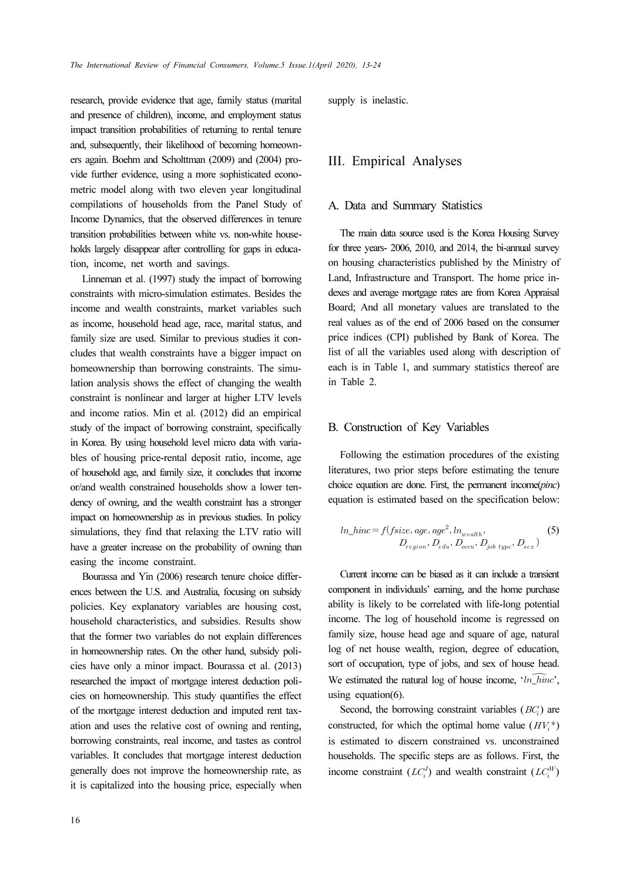research, provide evidence that age, family status (marital and presence of children), income, and employment status impact transition probabilities of returning to rental tenure and, subsequently, their likelihood of becoming homeowners again. Boehm and Scholttman (2009) and (2004) provide further evidence, using a more sophisticated econometric model along with two eleven year longitudinal compilations of households from the Panel Study of Income Dynamics, that the observed differences in tenure transition probabilities between white vs. non-white households largely disappear after controlling for gaps in education, income, net worth and savings.

Linneman et al. (1997) study the impact of borrowing constraints with micro-simulation estimates. Besides the income and wealth constraints, market variables such as income, household head age, race, marital status, and family size are used. Similar to previous studies it concludes that wealth constraints have a bigger impact on homeownership than borrowing constraints. The simulation analysis shows the effect of changing the wealth constraint is nonlinear and larger at higher LTV levels and income ratios. Min et al. (2012) did an empirical study of the impact of borrowing constraint, specifically in Korea. By using household level micro data with variables of housing price-rental deposit ratio, income, age of household age, and family size, it concludes that income or/and wealth constrained households show a lower tendency of owning, and the wealth constraint has a stronger impact on homeownership as in previous studies. In policy simulations, they find that relaxing the LTV ratio will have a greater increase on the probability of owning than easing the income constraint.

Bourassa and Yin (2006) research tenure choice differences between the U.S. and Australia, focusing on subsidy policies. Key explanatory variables are housing cost, household characteristics, and subsidies. Results show that the former two variables do not explain differences in homeownership rates. On the other hand, subsidy policies have only a minor impact. Bourassa et al. (2013) researched the impact of mortgage interest deduction policies on homeownership. This study quantifies the effect of the mortgage interest deduction and imputed rent taxation and uses the relative cost of owning and renting, borrowing constraints, real income, and tastes as control variables. It concludes that mortgage interest deduction generally does not improve the homeownership rate, as it is capitalized into the housing price, especially when supply is inelastic.

## III. Empirical Analyses

### A. Data and Summary Statistics

The main data source used is the Korea Housing Survey for three years- 2006, 2010, and 2014, the bi-annual survey on housing characteristics published by the Ministry of Land, Infrastructure and Transport. The home price indexes and average mortgage rates are from Korea Appraisal Board; And all monetary values are translated to the real values as of the end of 2006 based on the consumer price indices (CPI) published by Bank of Korea. The list of all the variables used along with description of each is in Table 1, and summary statistics thereof are in Table 2.

### B. Construction of Key Variables

Following the estimation procedures of the existing literatures, two prior steps before estimating the tenure choice equation are done. First, the permanent income(*pinc*) equation is estimated based on the specification below:

$$ln\_hinc = f(fsize, age, age^2, ln_{wealth}, D_{region}, D_{edu}, D_{occu}, D_{job\ type}, D_{sex}) \tag{5}$$

Current income can be biased as it can include a transient component in individuals' earning, and the home purchase ability is likely to be correlated with life-long potential income. The log of household income is regressed on family size, house head age and square of age, natural log of net house wealth, region, degree of education, sort of occupation, type of jobs, and sex of house head. We estimated the natural log of house income, '$\widehat{ln\_hinc}$', using equation(6).

Second, the borrowing constraint variables ($BC_i$) are constructed, for which the optimal home value ($HV_i{*}$) is estimated to discern constrained vs. unconstrained households. The specific steps are as follows. First, the income constraint ($LC_i^I$) and wealth constraint ($LC_i^W$)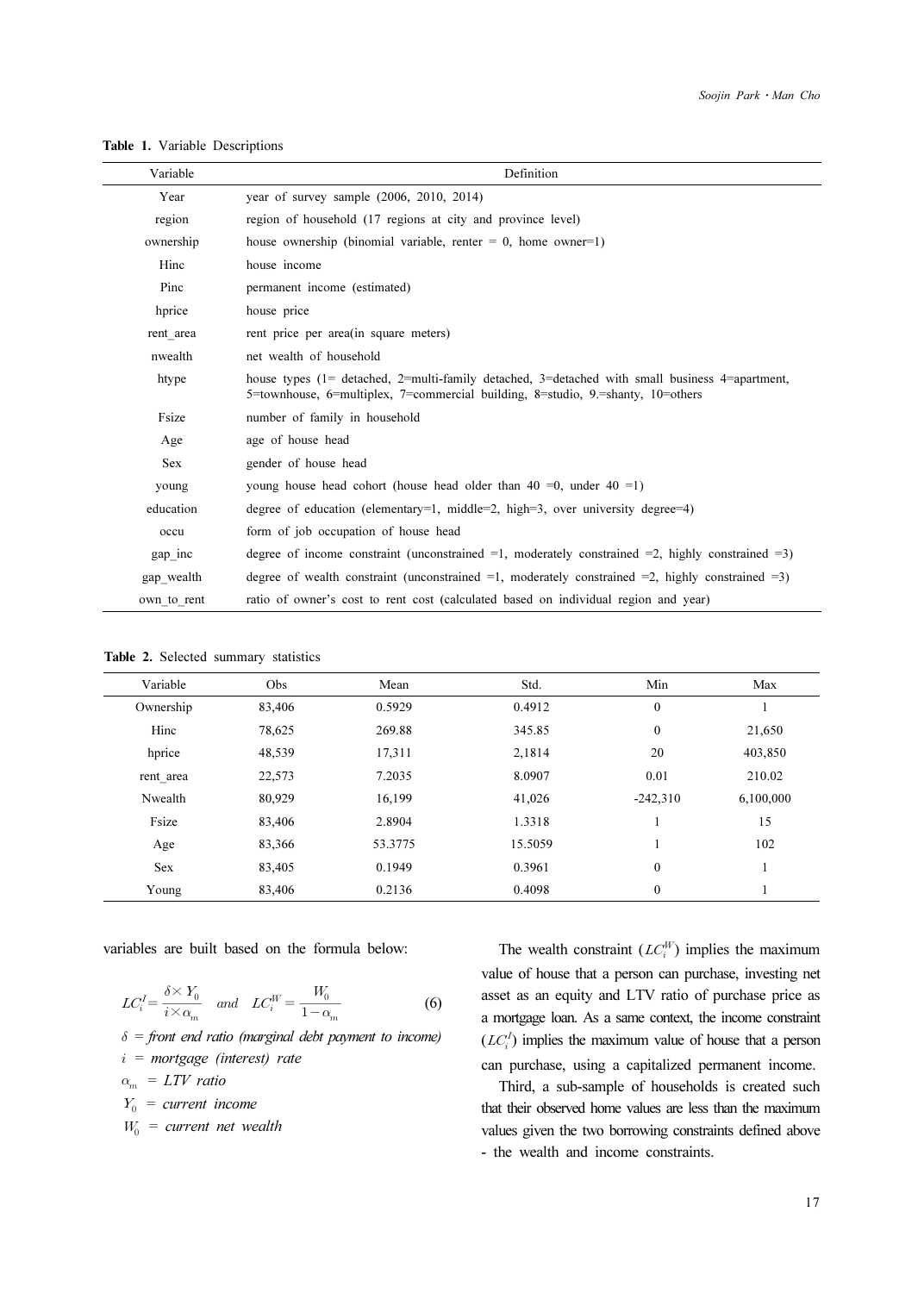**Table 1.** Variable Descriptions

| Variable | Definition |
|---|---|
| Year | year of survey sample (2006, 2010, 2014) |
| region | region of household (17 regions at city and province level) |
| ownership | house ownership (binomial variable, renter = 0, home owner=1) |
| Hinc | house income |
| Pinc | permanent income (estimated) |
| hprice | house price |
| rent_area | rent price per area(in square meters) |
| nwealth | net wealth of household |
| htype | house types (1= detached, 2=multi-family detached, 3=detached with small business 4=apartment, 5=townhouse, 6=multiplex, 7=commercial building, 8=studio, 9.=shanty, 10=others |
| Fsize | number of family in household |
| Age | age of house head |
| Sex | gender of house head |
| young | young house head cohort (house head older than 40 =0, under 40 =1) |
| education | degree of education (elementary=1, middle=2, high=3, over university degree=4) |
| occu | form of job occupation of house head |
| gap_inc | degree of income constraint (unconstrained =1, moderately constrained =2, highly constrained =3) |
| gap_wealth | degree of wealth constraint (unconstrained =1, moderately constrained =2, highly constrained =3) |
| own_to_rent | ratio of owner's cost to rent cost (calculated based on individual region and year) |

**Table 2.** Selected summary statistics

| Variable | Obs | Mean | Std. | Min | Max |
|---|---|---|---|---|---|
| Ownership | 83,406 | 0.5929 | 0.4912 | 0 | 1 |
| Hinc | 78,625 | 269.88 | 345.85 | 0 | 21,650 |
| hprice | 48,539 | 17,311 | 2,1814 | 20 | 403,850 |
| rent_area | 22,573 | 7.2035 | 8.0907 | 0.01 | 210.02 |
| Nwealth | 80,929 | 16,199 | 41,026 | -242,310 | 6,100,000 |
| Fsize | 83,406 | 2.8904 | 1.3318 | 1 | 15 |
| Age | 83,366 | 53.3775 | 15.5059 | 1 | 102 |
| Sex | 83,405 | 0.1949 | 0.3961 | 0 | 1 |
| Young | 83,406 | 0.2136 | 0.4098 | 0 | 1 |

variables are built based on the formula below:

$$LC_i^I = \frac{\delta \times Y_0}{i \times \alpha_m} \quad and \quad LC_i^W = \frac{W_0}{1-\alpha_m} \tag{6}$$

$\delta$ = *front end ratio (marginal debt payment to income)*
$i$ = *mortgage (interest) rate*
$\alpha_m$ = *LTV ratio*
$Y_0$ = *current income*
$W_0$ = *current net wealth*

The wealth constraint ($LC_i^W$) implies the maximum value of house that a person can purchase, investing net asset as an equity and LTV ratio of purchase price as a mortgage loan. As a same context, the income constraint ($LC_i^I$) implies the maximum value of house that a person can purchase, using a capitalized permanent income.

Third, a sub-sample of households is created such that their observed home values are less than the maximum values given the two borrowing constraints defined above - the wealth and income constraints.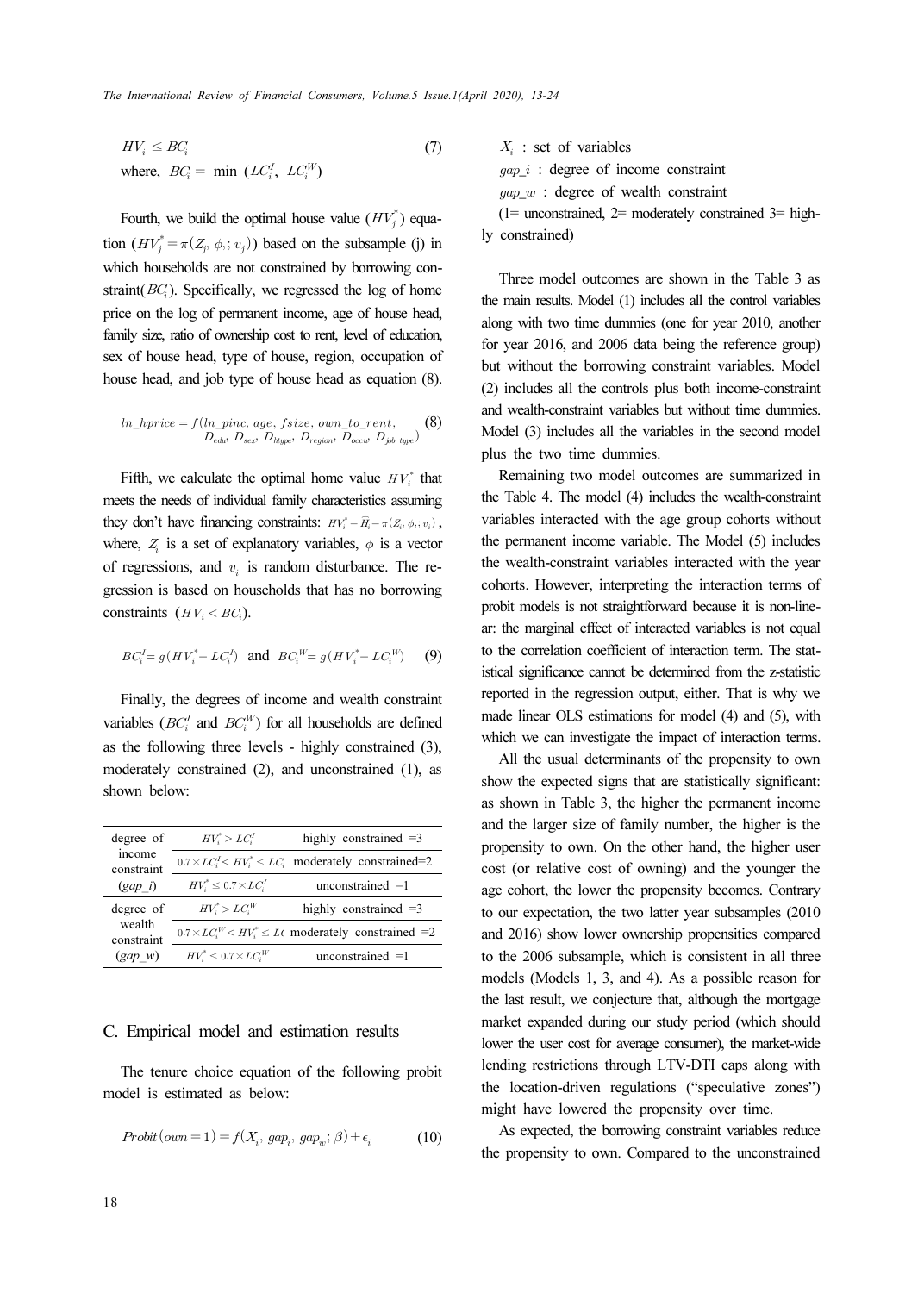$$HV_i \leq BC_i \tag{7}$$

where, $BC_i = \min\ (LC_i^I,\ LC_i^W)$

Fourth, we build the optimal house value ($HV_j^*$) equation ($HV_j^* = \pi(Z_j, \phi,; v_j)$) based on the subsample (j) in which households are not constrained by borrowing constraint($BC_i$). Specifically, we regressed the log of home price on the log of permanent income, age of house head, family size, ratio of ownership cost to rent, level of education, sex of house head, type of house, region, occupation of house head, and job type of house head as equation (8).

$$ln\_hprice = f(ln\_pinc,\ age,\ fsize,\ own\_to\_rent,\ D_{edu},\ D_{sex},\ D_{htype},\ D_{region},\ D_{occu},\ D_{job\ type}) \tag{8}$$

Fifth, we calculate the optimal home value $HV_i^*$ that meets the needs of individual family characteristics assuming they don't have financing constraints: $HV_i^* = \widehat{H}_i = \pi(Z_i, \phi,; v_i)$, where, $Z_i$ is a set of explanatory variables, $\phi$ is a vector of regressions, and $v_i$ is random disturbance. The regression is based on households that has no borrowing constraints ($HV_i < BC_i$).

$$BC_i^I = g(HV_i^* - LC_i^I) \text{ and } BC_i^W = g(HV_i^* - LC_i^W) \tag{9}$$

Finally, the degrees of income and wealth constraint variables ($BC_i^I$ and $BC_i^W$) for all households are defined as the following three levels - highly constrained (3), moderately constrained (2), and unconstrained (1), as shown below:

| | | |
|---|---|---|
| degree of income constraint ($gap\_i$) | $HV_i^* > LC_i^I$ | highly constrained =3 |
| | $0.7 \times LC_i^I < HV_i^* \leq LC_i$ | moderately constrained=2 |
| | $HV_i^* \leq 0.7 \times LC_i^I$ | unconstrained =1 |
| degree of wealth constraint ($gap\_w$) | $HV_i^* > LC_i^W$ | highly constrained =3 |
| | $0.7 \times LC_i^W < HV_i^* \leq L($ | moderately constrained =2 |
| | $HV_i^* \leq 0.7 \times LC_i^W$ | unconstrained =1 |

## C. Empirical model and estimation results

The tenure choice equation of the following probit model is estimated as below:

$$Probit(own = 1) = f(X_i,\ gap_i,\ gap_w;\ \beta) + \epsilon_i \tag{10}$$

$X_i$ : set of variables

$gap\_i$ : degree of income constraint

$gap\_w$ : degree of wealth constraint

(1= unconstrained, 2= moderately constrained 3= highly constrained)

Three model outcomes are shown in the Table 3 as the main results. Model (1) includes all the control variables along with two time dummies (one for year 2010, another for year 2016, and 2006 data being the reference group) but without the borrowing constraint variables. Model (2) includes all the controls plus both income-constraint and wealth-constraint variables but without time dummies. Model (3) includes all the variables in the second model plus the two time dummies.

Remaining two model outcomes are summarized in the Table 4. The model (4) includes the wealth-constraint variables interacted with the age group cohorts without the permanent income variable. The Model (5) includes the wealth-constraint variables interacted with the year cohorts. However, interpreting the interaction terms of probit models is not straightforward because it is non-linear: the marginal effect of interacted variables is not equal to the correlation coefficient of interaction term. The statistical significance cannot be determined from the z-statistic reported in the regression output, either. That is why we made linear OLS estimations for model (4) and (5), with which we can investigate the impact of interaction terms.

All the usual determinants of the propensity to own show the expected signs that are statistically significant: as shown in Table 3, the higher the permanent income and the larger size of family number, the higher is the propensity to own. On the other hand, the higher user cost (or relative cost of owning) and the younger the age cohort, the lower the propensity becomes. Contrary to our expectation, the two latter year subsamples (2010 and 2016) show lower ownership propensities compared to the 2006 subsample, which is consistent in all three models (Models 1, 3, and 4). As a possible reason for the last result, we conjecture that, although the mortgage market expanded during our study period (which should lower the user cost for average consumer), the market-wide lending restrictions through LTV-DTI caps along with the location-driven regulations ("speculative zones") might have lowered the propensity over time.

As expected, the borrowing constraint variables reduce the propensity to own. Compared to the unconstrained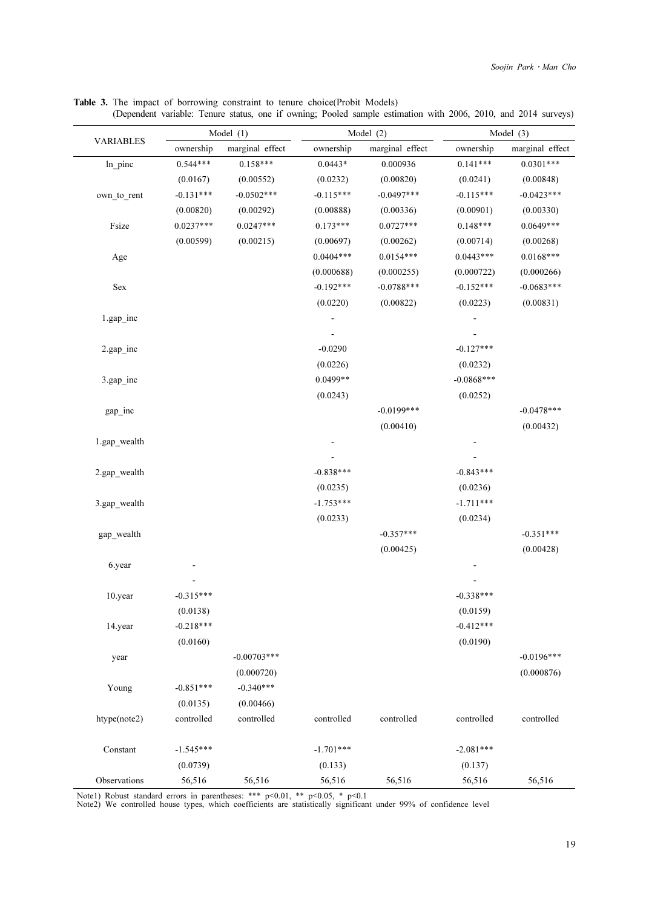**Table 3.** The impact of borrowing constraint to tenure choice(Probit Models)
(Dependent variable: Tenure status, one if owning; Pooled sample estimation with 2006, 2010, and 2014 surveys)

| VARIABLES | Model (1) | | Model (2) | | Model (3) | |
|---|---|---|---|---|---|---|
| | ownership | marginal effect | ownership | marginal effect | ownership | marginal effect |
| ln_pinc | 0.544*** | 0.158*** | 0.0443* | 0.000936 | 0.141*** | 0.0301*** |
| | (0.0167) | (0.00552) | (0.0232) | (0.00820) | (0.0241) | (0.00848) |
| own_to_rent | -0.131*** | -0.0502*** | -0.115*** | -0.0497*** | -0.115*** | -0.0423*** |
| | (0.00820) | (0.00292) | (0.00888) | (0.00336) | (0.00901) | (0.00330) |
| Fsize | 0.0237*** | 0.0247*** | 0.173*** | 0.0727*** | 0.148*** | 0.0649*** |
| | (0.00599) | (0.00215) | (0.00697) | (0.00262) | (0.00714) | (0.00268) |
| Age | | | 0.0404*** | 0.0154*** | 0.0443*** | 0.0168*** |
| | | | (0.000688) | (0.000255) | (0.000722) | (0.000266) |
| Sex | | | -0.192*** | -0.0788*** | -0.152*** | -0.0683*** |
| | | | (0.0220) | (0.00822) | (0.0223) | (0.00831) |
| 1.gap_inc | | | - | | - | |
| | | | - | | - | |
| 2.gap_inc | | | -0.0290 | | -0.127*** | |
| | | | (0.0226) | | (0.0232) | |
| 3.gap_inc | | | 0.0499** | | -0.0868*** | |
| | | | (0.0243) | | (0.0252) | |
| gap_inc | | | | -0.0199*** | | -0.0478*** |
| | | | | (0.00410) | | (0.00432) |
| 1.gap_wealth | | | - | | - | |
| | | | - | | - | |
| 2.gap_wealth | | | -0.838*** | | -0.843*** | |
| | | | (0.0235) | | (0.0236) | |
| 3.gap_wealth | | | -1.753*** | | -1.711*** | |
| | | | (0.0233) | | (0.0234) | |
| gap_wealth | | | | -0.357*** | | -0.351*** |
| | | | | (0.00425) | | (0.00428) |
| 6.year | - | | | | - | |
| | - | | | | - | |
| 10.year | -0.315*** | | | | -0.338*** | |
| | (0.0138) | | | | (0.0159) | |
| 14.year | -0.218*** | | | | -0.412*** | |
| | (0.0160) | | | | (0.0190) | |
| year | | -0.00703*** | | | | -0.0196*** |
| | | (0.000720) | | | | (0.000876) |
| Young | -0.851*** | -0.340*** | | | | |
| | (0.0135) | (0.00466) | | | | |
| htype(note2) | controlled | controlled | controlled | controlled | controlled | controlled |
| Constant | -1.545*** | | -1.701*** | | -2.081*** | |
| | (0.0739) | | (0.133) | | (0.137) | |
| Observations | 56,516 | 56,516 | 56,516 | 56,516 | 56,516 | 56,516 |

Note1) Robust standard errors in parentheses: *** p<0.01, ** p<0.05, * p<0.1
Note2) We controlled house types, which coefficients are statistically significant under 99% of confidence level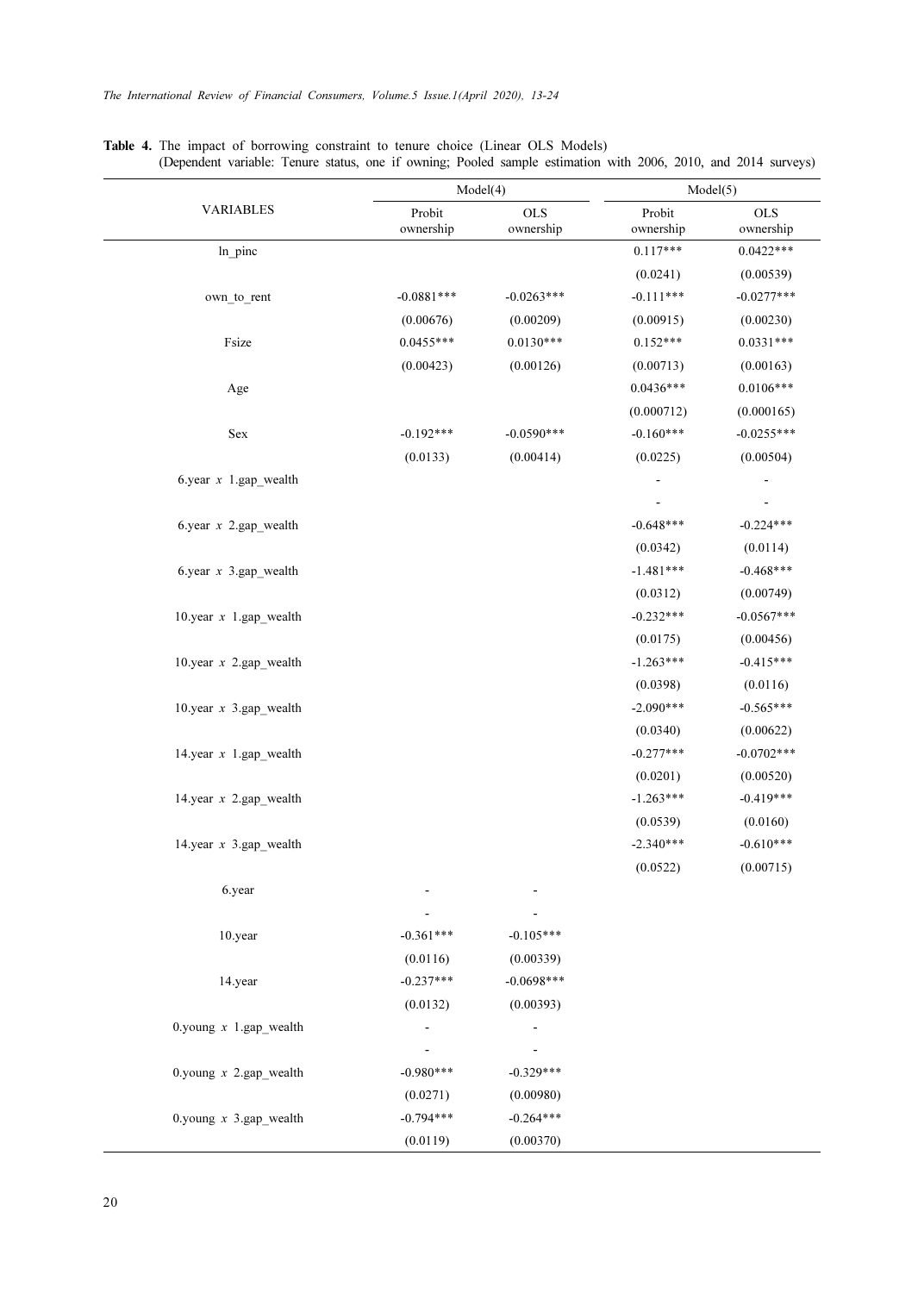**Table 4.** The impact of borrowing constraint to tenure choice (Linear OLS Models)
(Dependent variable: Tenure status, one if owning; Pooled sample estimation with 2006, 2010, and 2014 surveys)

| VARIABLES | Model(4) | | Model(5) | |
|---|---|---|---|---|
| | Probit ownership | OLS ownership | Probit ownership | OLS ownership |
| ln_pinc | | | 0.117*** | 0.0422*** |
| | | | (0.0241) | (0.00539) |
| own_to_rent | -0.0881*** | -0.0263*** | -0.111*** | -0.0277*** |
| | (0.00676) | (0.00209) | (0.00915) | (0.00230) |
| Fsize | 0.0455*** | 0.0130*** | 0.152*** | 0.0331*** |
| | (0.00423) | (0.00126) | (0.00713) | (0.00163) |
| Age | | | 0.0436*** | 0.0106*** |
| | | | (0.000712) | (0.000165) |
| Sex | -0.192*** | -0.0590*** | -0.160*** | -0.0255*** |
| | (0.0133) | (0.00414) | (0.0225) | (0.00504) |
| 6.year *x* 1.gap_wealth | | | - | - |
| | | | - | - |
| 6.year *x* 2.gap_wealth | | | -0.648*** | -0.224*** |
| | | | (0.0342) | (0.0114) |
| 6.year *x* 3.gap_wealth | | | -1.481*** | -0.468*** |
| | | | (0.0312) | (0.00749) |
| 10.year *x* 1.gap_wealth | | | -0.232*** | -0.0567*** |
| | | | (0.0175) | (0.00456) |
| 10.year *x* 2.gap_wealth | | | -1.263*** | -0.415*** |
| | | | (0.0398) | (0.0116) |
| 10.year *x* 3.gap_wealth | | | -2.090*** | -0.565*** |
| | | | (0.0340) | (0.00622) |
| 14.year *x* 1.gap_wealth | | | -0.277*** | -0.0702*** |
| | | | (0.0201) | (0.00520) |
| 14.year *x* 2.gap_wealth | | | -1.263*** | -0.419*** |
| | | | (0.0539) | (0.0160) |
| 14.year *x* 3.gap_wealth | | | -2.340*** | -0.610*** |
| | | | (0.0522) | (0.00715) |
| 6.year | - | - | | |
| | - | - | | |
| 10.year | -0.361*** | -0.105*** | | |
| | (0.0116) | (0.00339) | | |
| 14.year | -0.237*** | -0.0698*** | | |
| | (0.0132) | (0.00393) | | |
| 0.young *x* 1.gap_wealth | - | - | | |
| | - | - | | |
| 0.young *x* 2.gap_wealth | -0.980*** | -0.329*** | | |
| | (0.0271) | (0.00980) | | |
| 0.young *x* 3.gap_wealth | -0.794*** | -0.264*** | | |
| | (0.0119) | (0.00370) | | |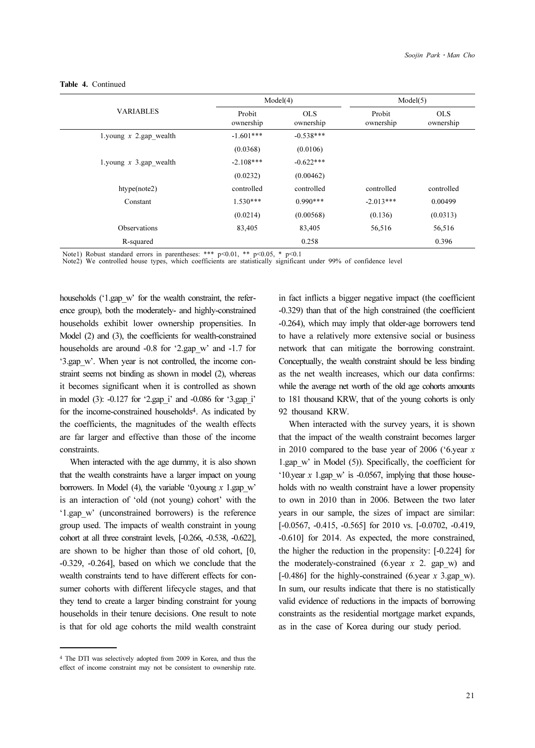**Table 4.** Continued

| VARIABLES | Model(4) | | Model(5) | |
|---|---|---|---|---|
| | Probit ownership | OLS ownership | Probit ownership | OLS ownership |
| 1.young *x* 2.gap_wealth | -1.601*** | -0.538*** | | |
| | (0.0368) | (0.0106) | | |
| 1.young *x* 3.gap_wealth | -2.108*** | -0.622*** | | |
| | (0.0232) | (0.00462) | | |
| htype(note2) | controlled | controlled | controlled | controlled |
| Constant | 1.530*** | 0.990*** | -2.013*** | 0.00499 |
| | (0.0214) | (0.00568) | (0.136) | (0.0313) |
| Observations | 83,405 | 83,405 | 56,516 | 56,516 |
| R-squared | | 0.258 | | 0.396 |

Note1) Robust standard errors in parentheses: *** p<0.01, ** p<0.05, * p<0.1
Note2) We controlled house types, which coefficients are statistically significant under 99% of confidence level

households ('1.gap_w' for the wealth constraint, the reference group), both the moderately- and highly-constrained households exhibit lower ownership propensities. In Model (2) and (3), the coefficients for wealth-constrained households are around -0.8 for '2.gap_w' and -1.7 for '3.gap_w'. When year is not controlled, the income constraint seems not binding as shown in model (2), whereas it becomes significant when it is controlled as shown in model (3): -0.127 for '2.gap_i' and -0.086 for '3.gap_i' for the income-constrained households[4]. As indicated by the coefficients, the magnitudes of the wealth effects are far larger and effective than those of the income constraints.

When interacted with the age dummy, it is also shown that the wealth constraints have a larger impact on young borrowers. In Model (4), the variable '0.young *x* 1.gap_w' is an interaction of 'old (not young) cohort' with the '1.gap_w' (unconstrained borrowers) is the reference group used. The impacts of wealth constraint in young cohort at all three constraint levels, [-0.266, -0.538, -0.622], are shown to be higher than those of old cohort, [0, -0.329, -0.264], based on which we conclude that the wealth constraints tend to have different effects for consumer cohorts with different lifecycle stages, and that they tend to create a larger binding constraint for young households in their tenure decisions. One result to note is that for old age cohorts the mild wealth constraint in fact inflicts a bigger negative impact (the coefficient -0.329) than that of the high constrained (the coefficient -0.264), which may imply that older-age borrowers tend to have a relatively more extensive social or business network that can mitigate the borrowing constraint. Conceptually, the wealth constraint should be less binding as the net wealth increases, which our data confirms: while the average net worth of the old age cohorts amounts to 181 thousand KRW, that of the young cohorts is only 92 thousand KRW.

When interacted with the survey years, it is shown that the impact of the wealth constraint becomes larger in 2010 compared to the base year of 2006 ('6.year *x* 1.gap_w' in Model (5)). Specifically, the coefficient for '10.year *x* 1.gap_w' is -0.0567, implying that those households with no wealth constraint have a lower propensity to own in 2010 than in 2006. Between the two later years in our sample, the sizes of impact are similar: [-0.0567, -0.415, -0.565] for 2010 vs. [-0.0702, -0.419, -0.610] for 2014. As expected, the more constrained, the higher the reduction in the propensity: [-0.224] for the moderately-constrained (6.year *x* 2. gap_w) and [-0.486] for the highly-constrained (6.year *x* 3.gap_w). In sum, our results indicate that there is no statistically valid evidence of reductions in the impacts of borrowing constraints as the residential mortgage market expands, as in the case of Korea during our study period.

---

[4] The DTI was selectively adopted from 2009 in Korea, and thus the effect of income constraint may not be consistent to ownership rate.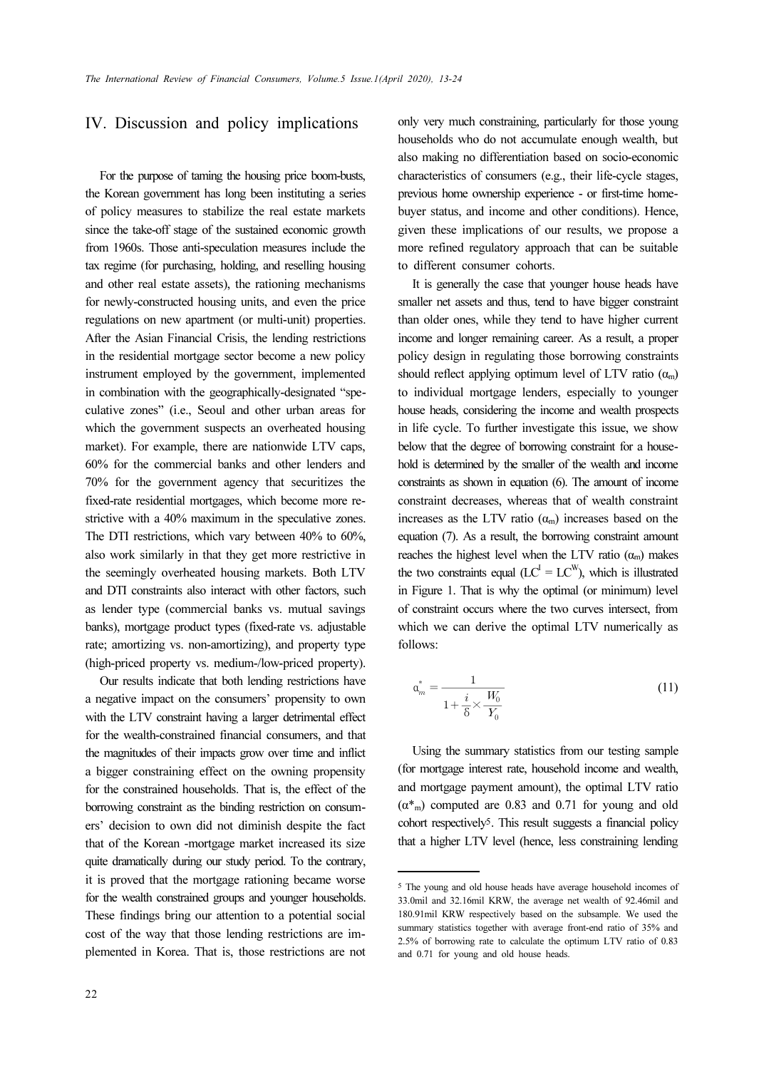## IV. Discussion and policy implications

For the purpose of taming the housing price boom-busts, the Korean government has long been instituting a series of policy measures to stabilize the real estate markets since the take-off stage of the sustained economic growth from 1960s. Those anti-speculation measures include the tax regime (for purchasing, holding, and reselling housing and other real estate assets), the rationing mechanisms for newly-constructed housing units, and even the price regulations on new apartment (or multi-unit) properties. After the Asian Financial Crisis, the lending restrictions in the residential mortgage sector become a new policy instrument employed by the government, implemented in combination with the geographically-designated "speculative zones" (i.e., Seoul and other urban areas for which the government suspects an overheated housing market). For example, there are nationwide LTV caps, 60% for the commercial banks and other lenders and 70% for the government agency that securitizes the fixed-rate residential mortgages, which become more restrictive with a 40% maximum in the speculative zones. The DTI restrictions, which vary between 40% to 60%, also work similarly in that they get more restrictive in the seemingly overheated housing markets. Both LTV and DTI constraints also interact with other factors, such as lender type (commercial banks vs. mutual savings banks), mortgage product types (fixed-rate vs. adjustable rate; amortizing vs. non-amortizing), and property type (high-priced property vs. medium-/low-priced property).

Our results indicate that both lending restrictions have a negative impact on the consumers' propensity to own with the LTV constraint having a larger detrimental effect for the wealth-constrained financial consumers, and that the magnitudes of their impacts grow over time and inflict a bigger constraining effect on the owning propensity for the constrained households. That is, the effect of the borrowing constraint as the binding restriction on consumers' decision to own did not diminish despite the fact that of the Korean -mortgage market increased its size quite dramatically during our study period. To the contrary, it is proved that the mortgage rationing became worse for the wealth constrained groups and younger households. These findings bring our attention to a potential social cost of the way that those lending restrictions are implemented in Korea. That is, those restrictions are not only very much constraining, particularly for those young households who do not accumulate enough wealth, but also making no differentiation based on socio-economic characteristics of consumers (e.g., their life-cycle stages, previous home ownership experience - or first-time homebuyer status, and income and other conditions). Hence, given these implications of our results, we propose a more refined regulatory approach that can be suitable to different consumer cohorts.

It is generally the case that younger house heads have smaller net assets and thus, tend to have bigger constraint than older ones, while they tend to have higher current income and longer remaining career. As a result, a proper policy design in regulating those borrowing constraints should reflect applying optimum level of LTV ratio ($\alpha_m$) to individual mortgage lenders, especially to younger house heads, considering the income and wealth prospects in life cycle. To further investigate this issue, we show below that the degree of borrowing constraint for a household is determined by the smaller of the wealth and income constraints as shown in equation (6). The amount of income constraint decreases, whereas that of wealth constraint increases as the LTV ratio ($\alpha_m$) increases based on the equation (7). As a result, the borrowing constraint amount reaches the highest level when the LTV ratio ($\alpha_m$) makes the two constraints equal ($LC^I = LC^W$), which is illustrated in Figure 1. That is why the optimal (or minimum) level of constraint occurs where the two curves intersect, from which we can derive the optimal LTV numerically as follows:

$$\alpha_m^* = \frac{1}{1 + \frac{i}{\delta} \times \frac{W_0}{Y_0}} \tag{11}$$

Using the summary statistics from our testing sample (for mortgage interest rate, household income and wealth, and mortgage payment amount), the optimal LTV ratio ($\alpha^*_m$) computed are 0.83 and 0.71 for young and old cohort respectively[5]. This result suggests a financial policy that a higher LTV level (hence, less constraining lending

[5] The young and old house heads have average household incomes of 33.0mil and 32.16mil KRW, the average net wealth of 92.46mil and 180.91mil KRW respectively based on the subsample. We used the summary statistics together with average front-end ratio of 35% and 2.5% of borrowing rate to calculate the optimum LTV ratio of 0.83 and 0.71 for young and old house heads.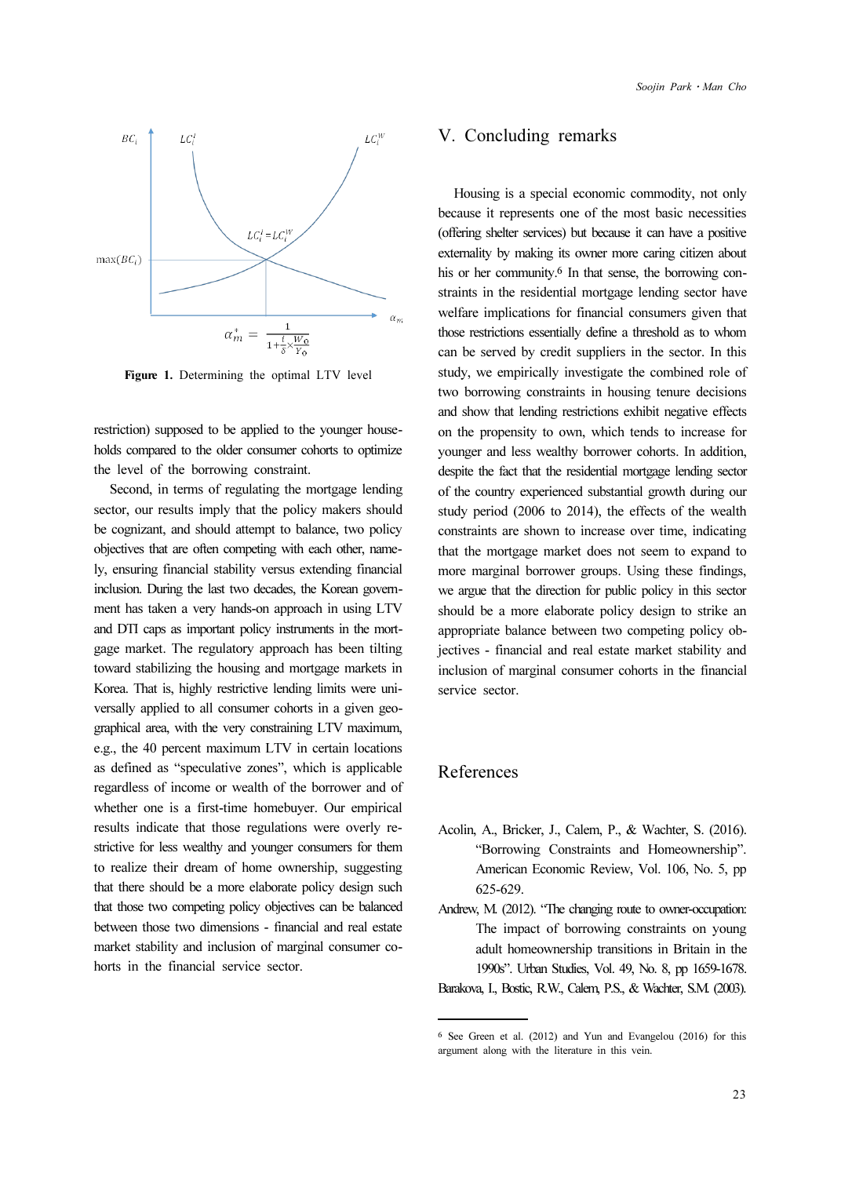Figure 1. Determining the optimal LTV level

restriction) supposed to be applied to the younger households compared to the older consumer cohorts to optimize the level of the borrowing constraint.

Second, in terms of regulating the mortgage lending sector, our results imply that the policy makers should be cognizant, and should attempt to balance, two policy objectives that are often competing with each other, namely, ensuring financial stability versus extending financial inclusion. During the last two decades, the Korean government has taken a very hands-on approach in using LTV and DTI caps as important policy instruments in the mortgage market. The regulatory approach has been tilting toward stabilizing the housing and mortgage markets in Korea. That is, highly restrictive lending limits were universally applied to all consumer cohorts in a given geographical area, with the very constraining LTV maximum, e.g., the 40 percent maximum LTV in certain locations as defined as "speculative zones", which is applicable regardless of income or wealth of the borrower and of whether one is a first-time homebuyer. Our empirical results indicate that those regulations were overly restrictive for less wealthy and younger consumers for them to realize their dream of home ownership, suggesting that there should be a more elaborate policy design such that those two competing policy objectives can be balanced between those two dimensions - financial and real estate market stability and inclusion of marginal consumer cohorts in the financial service sector.

## V. Concluding remarks

Housing is a special economic commodity, not only because it represents one of the most basic necessities (offering shelter services) but because it can have a positive externality by making its owner more caring citizen about his or her community.[6] In that sense, the borrowing constraints in the residential mortgage lending sector have welfare implications for financial consumers given that those restrictions essentially define a threshold as to whom can be served by credit suppliers in the sector. In this study, we empirically investigate the combined role of two borrowing constraints in housing tenure decisions and show that lending restrictions exhibit negative effects on the propensity to own, which tends to increase for younger and less wealthy borrower cohorts. In addition, despite the fact that the residential mortgage lending sector of the country experienced substantial growth during our study period (2006 to 2014), the effects of the wealth constraints are shown to increase over time, indicating that the mortgage market does not seem to expand to more marginal borrower groups. Using these findings, we argue that the direction for public policy in this sector should be a more elaborate policy design to strike an appropriate balance between two competing policy objectives - financial and real estate market stability and inclusion of marginal consumer cohorts in the financial service sector.

## References

Acolin, A., Bricker, J., Calem, P., & Wachter, S. (2016). "Borrowing Constraints and Homeownership". American Economic Review, Vol. 106, No. 5, pp 625-629.

Andrew, M. (2012). "The changing route to owner-occupation: The impact of borrowing constraints on young adult homeownership transitions in Britain in the 1990s". Urban Studies, Vol. 49, No. 8, pp 1659-1678.

Barakova, I., Bostic, R.W., Calem, P.S., & Wachter, S.M. (2003).

[6] See Green et al. (2012) and Yun and Evangelou (2016) for this argument along with the literature in this vein.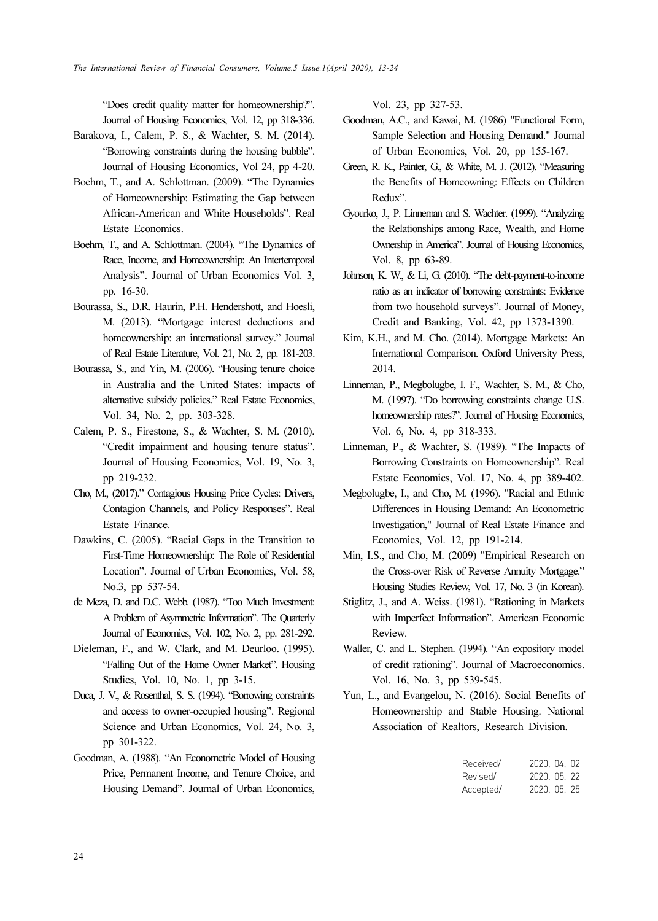"Does credit quality matter for homeownership?". Journal of Housing Economics, Vol. 12, pp 318-336.

Barakova, I., Calem, P. S., & Wachter, S. M. (2014). "Borrowing constraints during the housing bubble". Journal of Housing Economics, Vol 24, pp 4-20.

Boehm, T., and A. Schlottman. (2009). "The Dynamics of Homeownership: Estimating the Gap between African-American and White Households". Real Estate Economics.

Boehm, T., and A. Schlottman. (2004). "The Dynamics of Race, Income, and Homeownership: An Intertemporal Analysis". Journal of Urban Economics Vol. 3, pp. 16-30.

Bourassa, S., D.R. Haurin, P.H. Hendershott, and Hoesli, M. (2013). "Mortgage interest deductions and homeownership: an international survey." Journal of Real Estate Literature, Vol. 21, No. 2, pp. 181-203.

Bourassa, S., and Yin, M. (2006). "Housing tenure choice in Australia and the United States: impacts of alternative subsidy policies." Real Estate Economics, Vol. 34, No. 2, pp. 303-328.

Calem, P. S., Firestone, S., & Wachter, S. M. (2010). "Credit impairment and housing tenure status". Journal of Housing Economics, Vol. 19, No. 3, pp 219-232.

Cho, M., (2017)." Contagious Housing Price Cycles: Drivers, Contagion Channels, and Policy Responses". Real Estate Finance.

Dawkins, C. (2005). "Racial Gaps in the Transition to First-Time Homeownership: The Role of Residential Location". Journal of Urban Economics, Vol. 58, No.3, pp 537-54.

de Meza, D. and D.C. Webb. (1987). "Too Much Investment: A Problem of Asymmetric Information". The Quarterly Journal of Economics, Vol. 102, No. 2, pp. 281-292.

Dieleman, F., and W. Clark, and M. Deurloo. (1995). "Falling Out of the Home Owner Market". Housing Studies, Vol. 10, No. 1, pp 3-15.

Duca, J. V., & Rosenthal, S. S. (1994). "Borrowing constraints and access to owner-occupied housing". Regional Science and Urban Economics, Vol. 24, No. 3, pp 301-322.

Goodman, A. (1988). "An Econometric Model of Housing Price, Permanent Income, and Tenure Choice, and Housing Demand". Journal of Urban Economics, Vol. 23, pp 327-53.

Goodman, A.C., and Kawai, M. (1986) "Functional Form, Sample Selection and Housing Demand." Journal of Urban Economics, Vol. 20, pp 155-167.

Green, R. K., Painter, G., & White, M. J. (2012). "Measuring the Benefits of Homeowning: Effects on Children Redux".

Gyourko, J., P. Linneman and S. Wachter. (1999). "Analyzing the Relationships among Race, Wealth, and Home Ownership in America". Journal of Housing Economics, Vol. 8, pp 63-89.

Johnson, K. W., & Li, G. (2010). "The debt-payment-to-income ratio as an indicator of borrowing constraints: Evidence from two household surveys". Journal of Money, Credit and Banking, Vol. 42, pp 1373-1390.

Kim, K.H., and M. Cho. (2014). Mortgage Markets: An International Comparison. Oxford University Press, 2014.

Linneman, P., Megbolugbe, I. F., Wachter, S. M., & Cho, M. (1997). "Do borrowing constraints change U.S. homeownership rates?". Journal of Housing Economics, Vol. 6, No. 4, pp 318-333.

Linneman, P., & Wachter, S. (1989). "The Impacts of Borrowing Constraints on Homeownership". Real Estate Economics, Vol. 17, No. 4, pp 389-402.

Megbolugbe, I., and Cho, M. (1996). "Racial and Ethnic Differences in Housing Demand: An Econometric Investigation," Journal of Real Estate Finance and Economics, Vol. 12, pp 191-214.

Min, I.S., and Cho, M. (2009) "Empirical Research on the Cross-over Risk of Reverse Annuity Mortgage." Housing Studies Review, Vol. 17, No. 3 (in Korean).

Stiglitz, J., and A. Weiss. (1981). "Rationing in Markets with Imperfect Information". American Economic Review.

Waller, C. and L. Stephen. (1994). "An expository model of credit rationing". Journal of Macroeconomics. Vol. 16, No. 3, pp 539-545.

Yun, L., and Evangelou, N. (2016). Social Benefits of Homeownership and Stable Housing. National Association of Realtors, Research Division.

| | |
|---|---|
| Received/ | 2020. 04. 02 |
| Revised/ | 2020. 05. 22 |
| Accepted/ | 2020. 05. 25 |